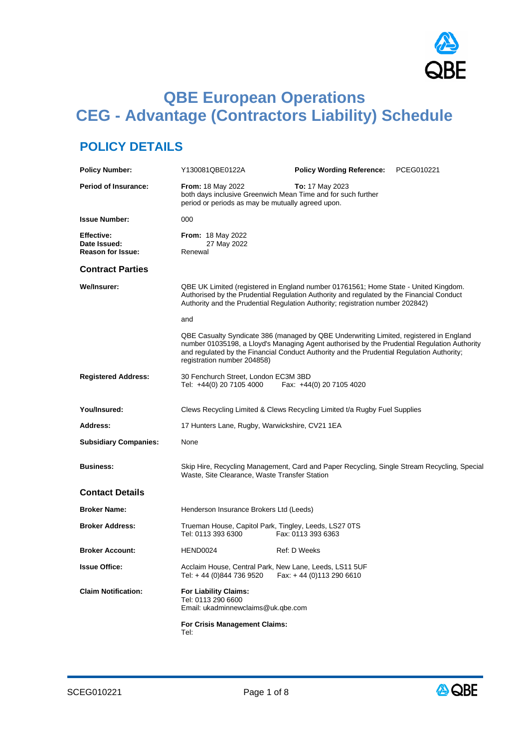# QBE European Operations
# CEG - Advantage (Contractors Liability) Schedule

## POLICY DETAILS

| | | | |
|---|---|---|---|
| **Policy Number:** | Y130081QBE0122A | **Policy Wording Reference:** | PCEG010221 |
| **Period of Insurance:** | **From:** 18 May 2022 | **To:** 17 May 2023 | |
| | both days inclusive Greenwich Mean Time and for such further period or periods as may be mutually agreed upon. | | |
| **Issue Number:** | 000 | | |
| **Effective:** | **From:** 18 May 2022 | | |
| **Date Issued:** | 27 May 2022 | | |
| **Reason for Issue:** | Renewal | | |

### Contract Parties

**We/Insurer:** QBE UK Limited (registered in England number 01761561; Home State - United Kingdom. Authorised by the Prudential Regulation Authority and regulated by the Financial Conduct Authority and the Prudential Regulation Authority; registration number 202842)

and

QBE Casualty Syndicate 386 (managed by QBE Underwriting Limited, registered in England number 01035198, a Lloyd's Managing Agent authorised by the Prudential Regulation Authority and regulated by the Financial Conduct Authority and the Prudential Regulation Authority; registration number 204858)

**Registered Address:** 30 Fenchurch Street, London EC3M 3BD
Tel: +44(0) 20 7105 4000 Fax: +44(0) 20 7105 4020

**You/Insured:** Clews Recycling Limited & Clews Recycling Limited t/a Rugby Fuel Supplies

**Address:** 17 Hunters Lane, Rugby, Warwickshire, CV21 1EA

**Subsidiary Companies:** None

**Business:** Skip Hire, Recycling Management, Card and Paper Recycling, Single Stream Recycling, Special Waste, Site Clearance, Waste Transfer Station

### Contact Details

**Broker Name:** Henderson Insurance Brokers Ltd (Leeds)

**Broker Address:** Trueman House, Capitol Park, Tingley, Leeds, LS27 0TS
Tel: 0113 393 6300 Fax: 0113 393 6363

**Broker Account:** HEND0024 Ref: D Weeks

**Issue Office:** Acclaim House, Central Park, New Lane, Leeds, LS11 5UF
Tel: + 44 (0)844 736 9520 Fax: + 44 (0)113 290 6610

**Claim Notification:**

**For Liability Claims:**
Tel: 0113 290 6600
Email: ukadminnewclaims@uk.qbe.com

**For Crisis Management Claims:**
Tel: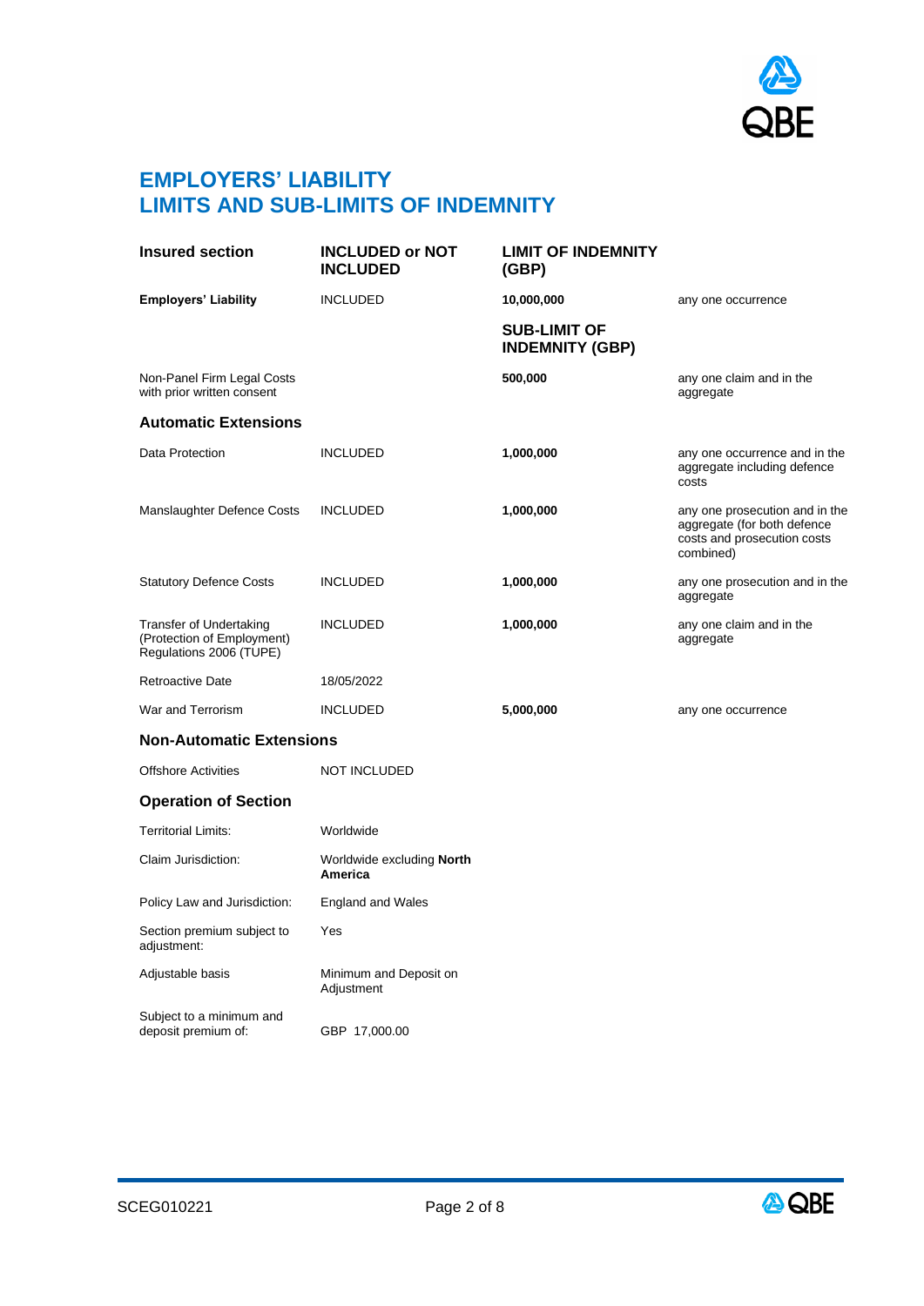# EMPLOYERS' LIABILITY
# LIMITS AND SUB-LIMITS OF INDEMNITY

| Insured section | INCLUDED or NOT INCLUDED | LIMIT OF INDEMNITY (GBP) | |
|---|---|---|---|
| **Employers' Liability** | INCLUDED | **10,000,000** | any one occurrence |
| | | **SUB-LIMIT OF INDEMNITY (GBP)** | |
| Non-Panel Firm Legal Costs with prior written consent | | **500,000** | any one claim and in the aggregate |
| **Automatic Extensions** | | | |
| Data Protection | INCLUDED | **1,000,000** | any one occurrence and in the aggregate including defence costs |
| Manslaughter Defence Costs | INCLUDED | **1,000,000** | any one prosecution and in the aggregate (for both defence costs and prosecution costs combined) |
| Statutory Defence Costs | INCLUDED | **1,000,000** | any one prosecution and in the aggregate |
| Transfer of Undertaking (Protection of Employment) Regulations 2006 (TUPE) | INCLUDED | **1,000,000** | any one claim and in the aggregate |
| Retroactive Date | 18/05/2022 | | |
| War and Terrorism | INCLUDED | **5,000,000** | any one occurrence |
| **Non-Automatic Extensions** | | | |
| Offshore Activities | NOT INCLUDED | | |
| **Operation of Section** | | | |
| Territorial Limits: | Worldwide | | |
| Claim Jurisdiction: | Worldwide excluding **North America** | | |
| Policy Law and Jurisdiction: | England and Wales | | |
| Section premium subject to adjustment: | Yes | | |
| Adjustable basis | Minimum and Deposit on Adjustment | | |
| Subject to a minimum and deposit premium of: | GBP 17,000.00 | | |

SCEG010221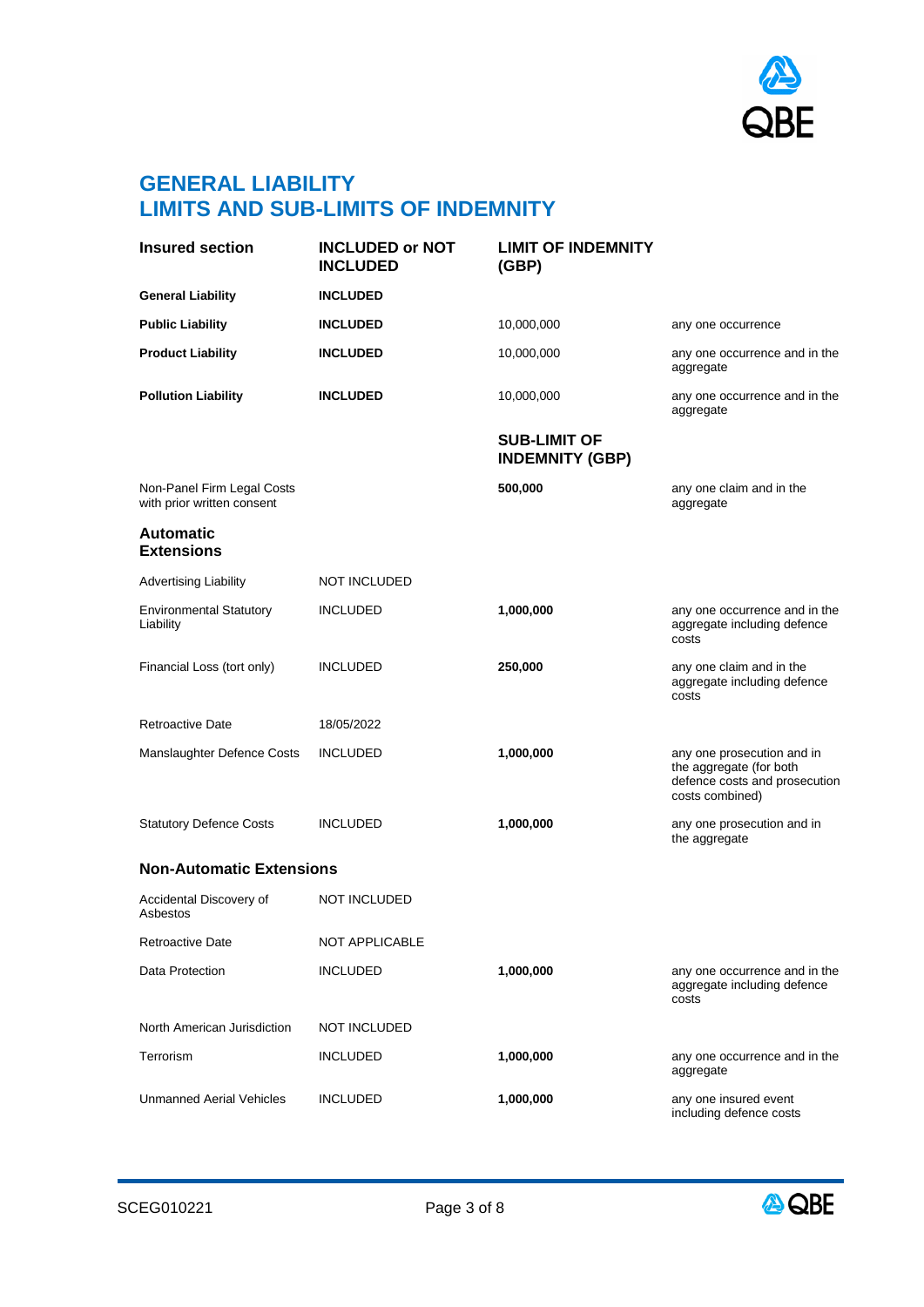## GENERAL LIABILITY
## LIMITS AND SUB-LIMITS OF INDEMNITY

| Insured section | INCLUDED or NOT INCLUDED | LIMIT OF INDEMNITY (GBP) | |
|---|---|---|---|
| **General Liability** | **INCLUDED** | | |
| **Public Liability** | **INCLUDED** | 10,000,000 | any one occurrence |
| **Product Liability** | **INCLUDED** | 10,000,000 | any one occurrence and in the aggregate |
| **Pollution Liability** | **INCLUDED** | 10,000,000 | any one occurrence and in the aggregate |
| | | **SUB-LIMIT OF INDEMNITY (GBP)** | |
| Non-Panel Firm Legal Costs with prior written consent | | **500,000** | any one claim and in the aggregate |
| **Automatic Extensions** | | | |
| Advertising Liability | NOT INCLUDED | | |
| Environmental Statutory Liability | INCLUDED | **1,000,000** | any one occurrence and in the aggregate including defence costs |
| Financial Loss (tort only) | INCLUDED | **250,000** | any one claim and in the aggregate including defence costs |
| Retroactive Date | 18/05/2022 | | |
| Manslaughter Defence Costs | INCLUDED | **1,000,000** | any one prosecution and in the aggregate (for both defence costs and prosecution costs combined) |
| Statutory Defence Costs | INCLUDED | **1,000,000** | any one prosecution and in the aggregate |
| **Non-Automatic Extensions** | | | |
| Accidental Discovery of Asbestos | NOT INCLUDED | | |
| Retroactive Date | NOT APPLICABLE | | |
| Data Protection | INCLUDED | **1,000,000** | any one occurrence and in the aggregate including defence costs |
| North American Jurisdiction | NOT INCLUDED | | |
| Terrorism | INCLUDED | **1,000,000** | any one occurrence and in the aggregate |
| Unmanned Aerial Vehicles | INCLUDED | **1,000,000** | any one insured event including defence costs |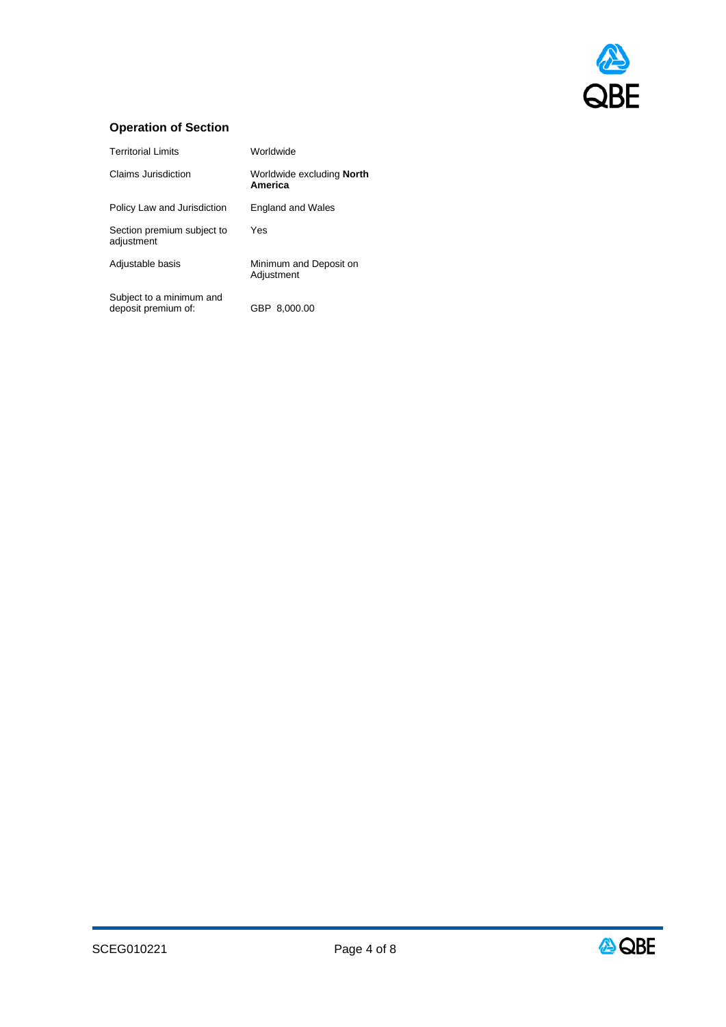### Operation of Section

| | |
|---|---|
| Territorial Limits | Worldwide |
| Claims Jurisdiction | Worldwide excluding **North America** |
| Policy Law and Jurisdiction | England and Wales |
| Section premium subject to adjustment | Yes |
| Adjustable basis | Minimum and Deposit on Adjustment |
| Subject to a minimum and deposit premium of: | GBP 8,000.00 |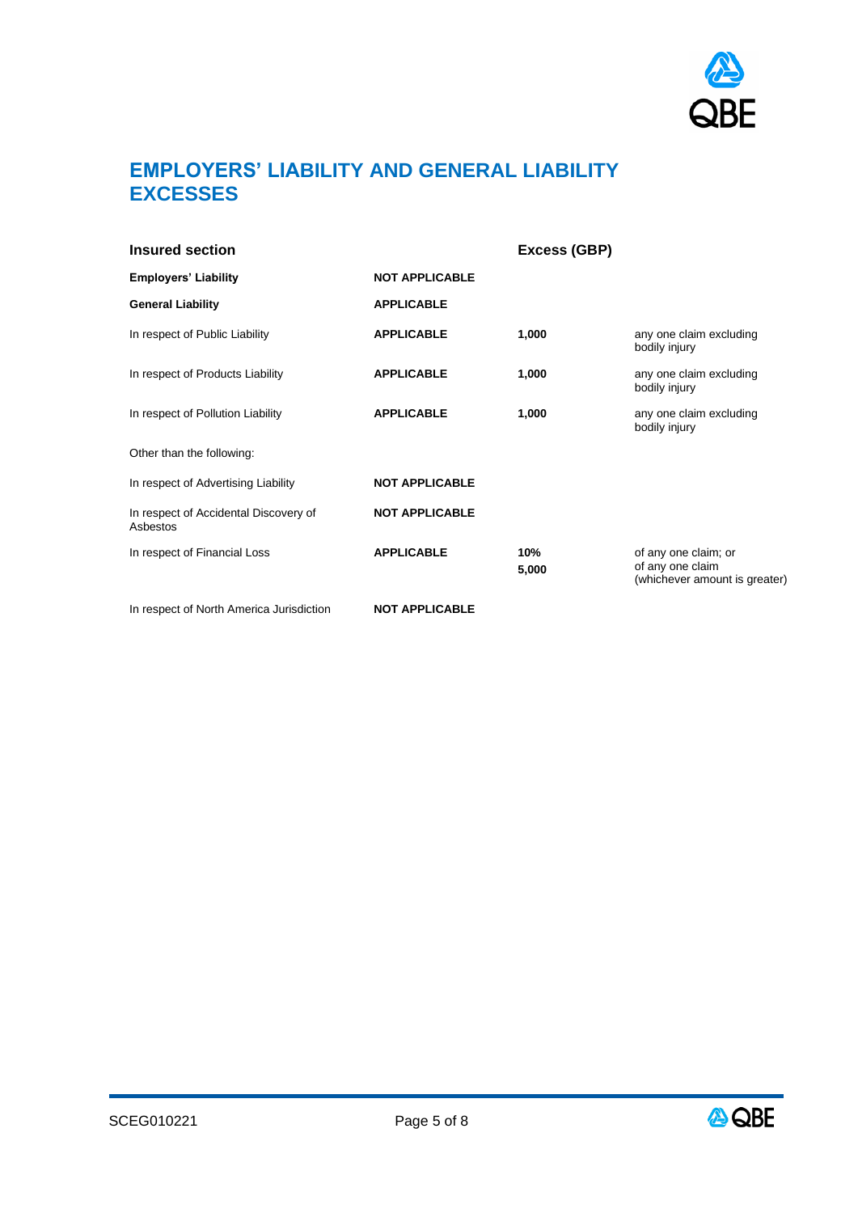# EMPLOYERS' LIABILITY AND GENERAL LIABILITY EXCESSES

| Insured section | | Excess (GBP) | |
|---|---|---|---|
| **Employers' Liability** | **NOT APPLICABLE** | | |
| **General Liability** | **APPLICABLE** | | |
| In respect of Public Liability | **APPLICABLE** | **1,000** | any one claim excluding bodily injury |
| In respect of Products Liability | **APPLICABLE** | **1,000** | any one claim excluding bodily injury |
| In respect of Pollution Liability | **APPLICABLE** | **1,000** | any one claim excluding bodily injury |
| Other than the following: | | | |
| In respect of Advertising Liability | **NOT APPLICABLE** | | |
| In respect of Accidental Discovery of Asbestos | **NOT APPLICABLE** | | |
| In respect of Financial Loss | **APPLICABLE** | **10%**<br>**5,000** | of any one claim; or<br>of any one claim<br>(whichever amount is greater) |
| In respect of North America Jurisdiction | **NOT APPLICABLE** | | |

SCEG010221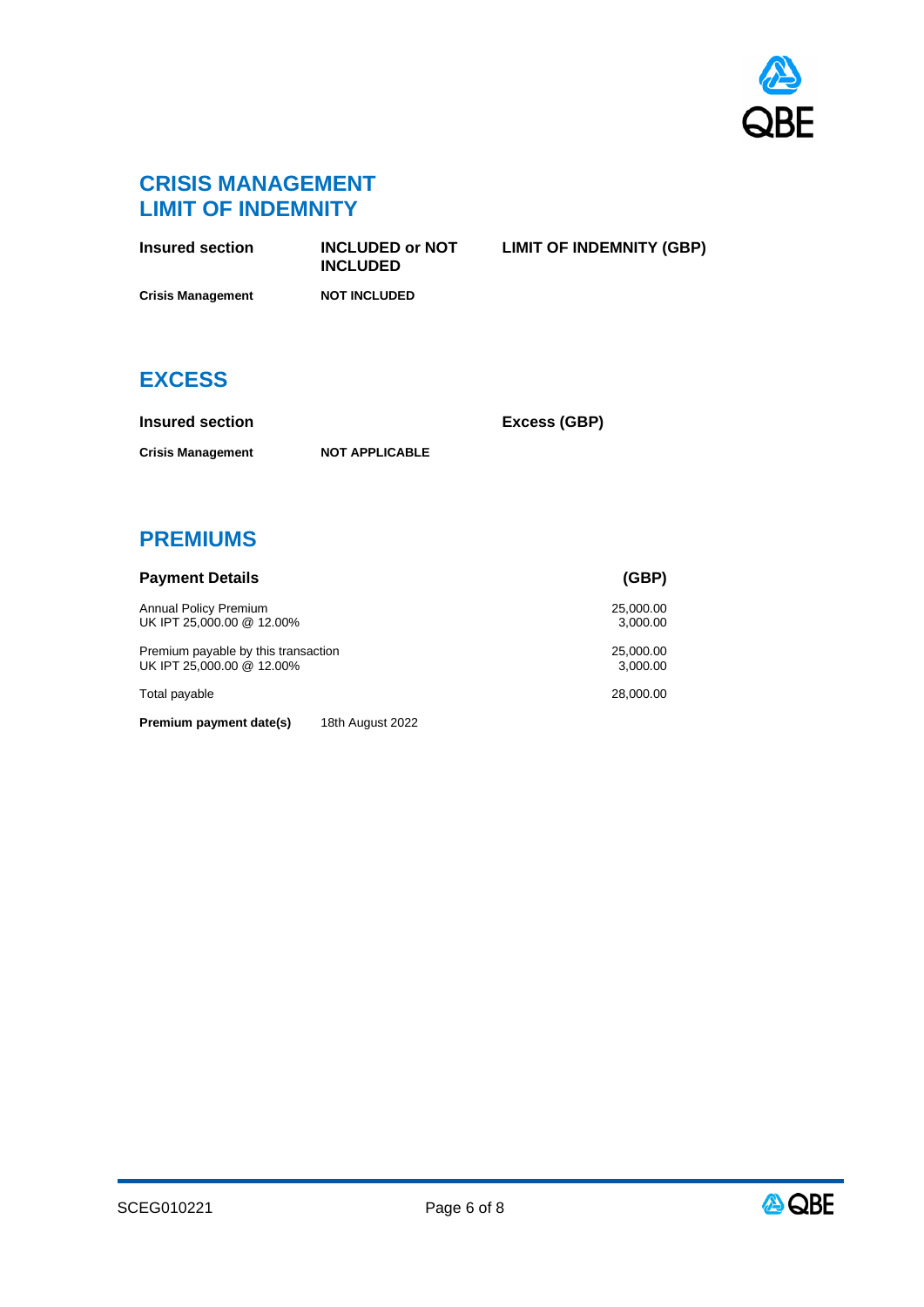## CRISIS MANAGEMENT LIMIT OF INDEMNITY

| Insured section | INCLUDED or NOT INCLUDED | LIMIT OF INDEMNITY (GBP) |
|---|---|---|
| **Crisis Management** | **NOT INCLUDED** | |

## EXCESS

| Insured section | | Excess (GBP) |
|---|---|---|
| **Crisis Management** | **NOT APPLICABLE** | |

## PREMIUMS

| Payment Details | (GBP) |
|---|---|
| Annual Policy Premium | 25,000.00 |
| UK IPT 25,000.00 @ 12.00% | 3,000.00 |
| Premium payable by this transaction | 25,000.00 |
| UK IPT 25,000.00 @ 12.00% | 3,000.00 |
| Total payable | 28,000.00 |

**Premium payment date(s)** 18th August 2022

SCEG010221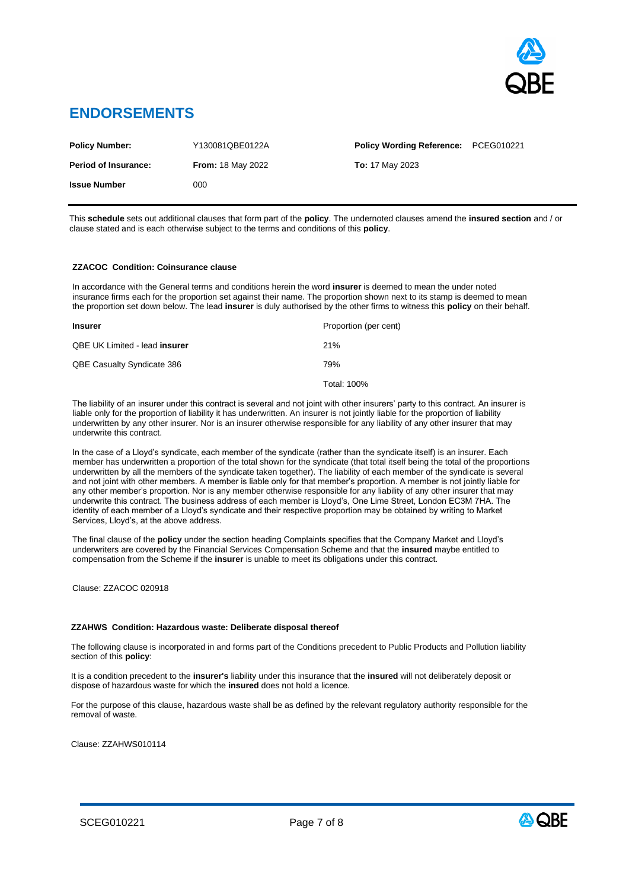# ENDORSEMENTS

| | | | |
|---|---|---|---|
| **Policy Number:** | Y130081QBE0122A | **Policy Wording Reference:** | PCEG010221 |
| **Period of Insurance:** | **From:** 18 May 2022 | **To:** 17 May 2023 | |
| **Issue Number** | 000 | | |

This **schedule** sets out additional clauses that form part of the **policy**. The undernoted clauses amend the **insured section** and / or clause stated and is each otherwise subject to the terms and conditions of this **policy**.

#### ZZACOC Condition: Coinsurance clause

In accordance with the General terms and conditions herein the word **insurer** is deemed to mean the under noted insurance firms each for the proportion set against their name. The proportion shown next to its stamp is deemed to mean the proportion set down below. The lead **insurer** is duly authorised by the other firms to witness this **policy** on their behalf.

| **Insurer** | Proportion (per cent) |
|---|---|
| QBE UK Limited - lead **insurer** | 21% |
| QBE Casualty Syndicate 386 | 79% |
| | Total: 100% |

The liability of an insurer under this contract is several and not joint with other insurers' party to this contract. An insurer is liable only for the proportion of liability it has underwritten. An insurer is not jointly liable for the proportion of liability underwritten by any other insurer. Nor is an insurer otherwise responsible for any liability of any other insurer that may underwrite this contract.

In the case of a Lloyd's syndicate, each member of the syndicate (rather than the syndicate itself) is an insurer. Each member has underwritten a proportion of the total shown for the syndicate (that total itself being the total of the proportions underwritten by all the members of the syndicate taken together). The liability of each member of the syndicate is several and not joint with other members. A member is liable only for that member's proportion. A member is not jointly liable for any other member's proportion. Nor is any member otherwise responsible for any liability of any other insurer that may underwrite this contract. The business address of each member is Lloyd's, One Lime Street, London EC3M 7HA. The identity of each member of a Lloyd's syndicate and their respective proportion may be obtained by writing to Market Services, Lloyd's, at the above address.

The final clause of the **policy** under the section heading Complaints specifies that the Company Market and Lloyd's underwriters are covered by the Financial Services Compensation Scheme and that the **insured** maybe entitled to compensation from the Scheme if the **insurer** is unable to meet its obligations under this contract.

Clause: ZZACOC 020918

#### ZZAHWS Condition: Hazardous waste: Deliberate disposal thereof

The following clause is incorporated in and forms part of the Conditions precedent to Public Products and Pollution liability section of this **policy**:

It is a condition precedent to the **insurer's** liability under this insurance that the **insured** will not deliberately deposit or dispose of hazardous waste for which the **insured** does not hold a licence.

For the purpose of this clause, hazardous waste shall be as defined by the relevant regulatory authority responsible for the removal of waste.

Clause: ZZAHWS010114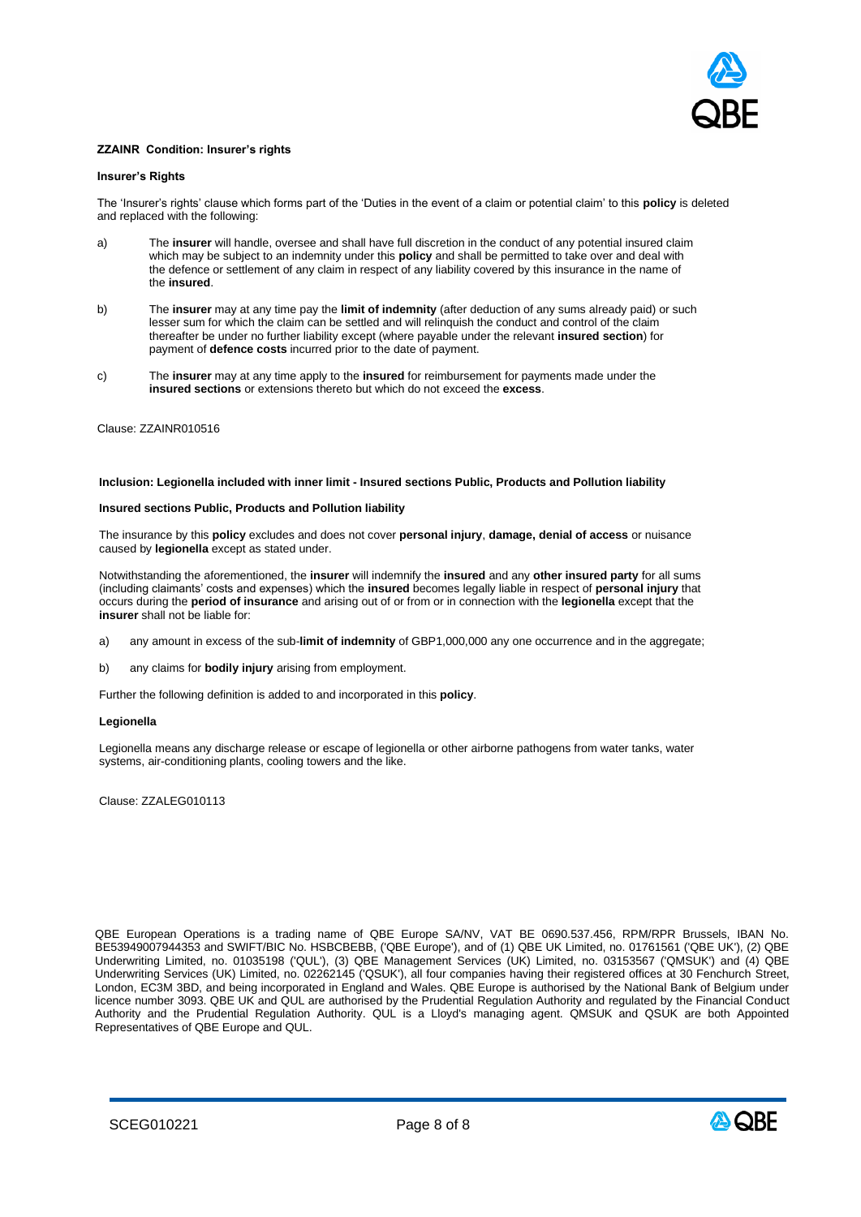**ZZAINR Condition: Insurer's rights**

**Insurer's Rights**

The 'Insurer's rights' clause which forms part of the 'Duties in the event of a claim or potential claim' to this **policy** is deleted and replaced with the following:

a) The **insurer** will handle, oversee and shall have full discretion in the conduct of any potential insured claim which may be subject to an indemnity under this **policy** and shall be permitted to take over and deal with the defence or settlement of any claim in respect of any liability covered by this insurance in the name of the **insured**.

b) The **insurer** may at any time pay the **limit of indemnity** (after deduction of any sums already paid) or such lesser sum for which the claim can be settled and will relinquish the conduct and control of the claim thereafter be under no further liability except (where payable under the relevant **insured section**) for payment of **defence costs** incurred prior to the date of payment.

c) The **insurer** may at any time apply to the **insured** for reimbursement for payments made under the **insured sections** or extensions thereto but which do not exceed the **excess**.

Clause: ZZAINR010516

**Inclusion: Legionella included with inner limit - Insured sections Public, Products and Pollution liability**

**Insured sections Public, Products and Pollution liability**

The insurance by this **policy** excludes and does not cover **personal injury**, **damage, denial of access** or nuisance caused by **legionella** except as stated under.

Notwithstanding the aforementioned, the **insurer** will indemnify the **insured** and any **other insured party** for all sums (including claimants' costs and expenses) which the **insured** becomes legally liable in respect of **personal injury** that occurs during the **period of insurance** and arising out of or from or in connection with the **legionella** except that the **insurer** shall not be liable for:

a) any amount in excess of the sub-**limit of indemnity** of GBP1,000,000 any one occurrence and in the aggregate;

b) any claims for **bodily injury** arising from employment.

Further the following definition is added to and incorporated in this **policy**.

**Legionella**

Legionella means any discharge release or escape of legionella or other airborne pathogens from water tanks, water systems, air-conditioning plants, cooling towers and the like.

Clause: ZZALEG010113

QBE European Operations is a trading name of QBE Europe SA/NV, VAT BE 0690.537.456, RPM/RPR Brussels, IBAN No. BE53949007944353 and SWIFT/BIC No. HSBCBEBB, ('QBE Europe'), and of (1) QBE UK Limited, no. 01761561 ('QBE UK'), (2) QBE Underwriting Limited, no. 01035198 ('QUL'), (3) QBE Management Services (UK) Limited, no. 03153567 ('QMSUK') and (4) QBE Underwriting Services (UK) Limited, no. 02262145 ('QSUK'), all four companies having their registered offices at 30 Fenchurch Street, London, EC3M 3BD, and being incorporated in England and Wales. QBE Europe is authorised by the National Bank of Belgium under licence number 3093. QBE UK and QUL are authorised by the Prudential Regulation Authority and regulated by the Financial Conduct Authority and the Prudential Regulation Authority. QUL is a Lloyd's managing agent. QMSUK and QSUK are both Appointed Representatives of QBE Europe and QUL.

SCEG010221